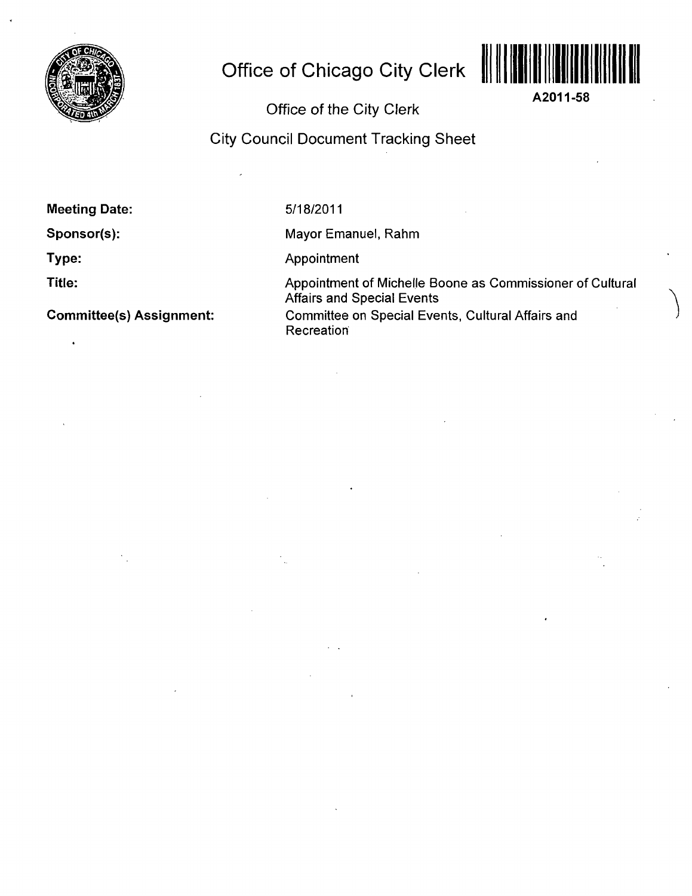# Office of Chicago City Clerk

A2011-58

## Office of the City Clerk

## City Council Document Tracking Sheet

**Meeting Date:** 5/18/2011

**Sponsor(s):** Mayor Emanuel, Rahm

**Type:** Appointment

**Title:** Appointment of Michelle Boone as Commissioner of Cultural Affairs and Special Events

**Committee(s) Assignment:** Committee on Special Events, Cultural Affairs and Recreation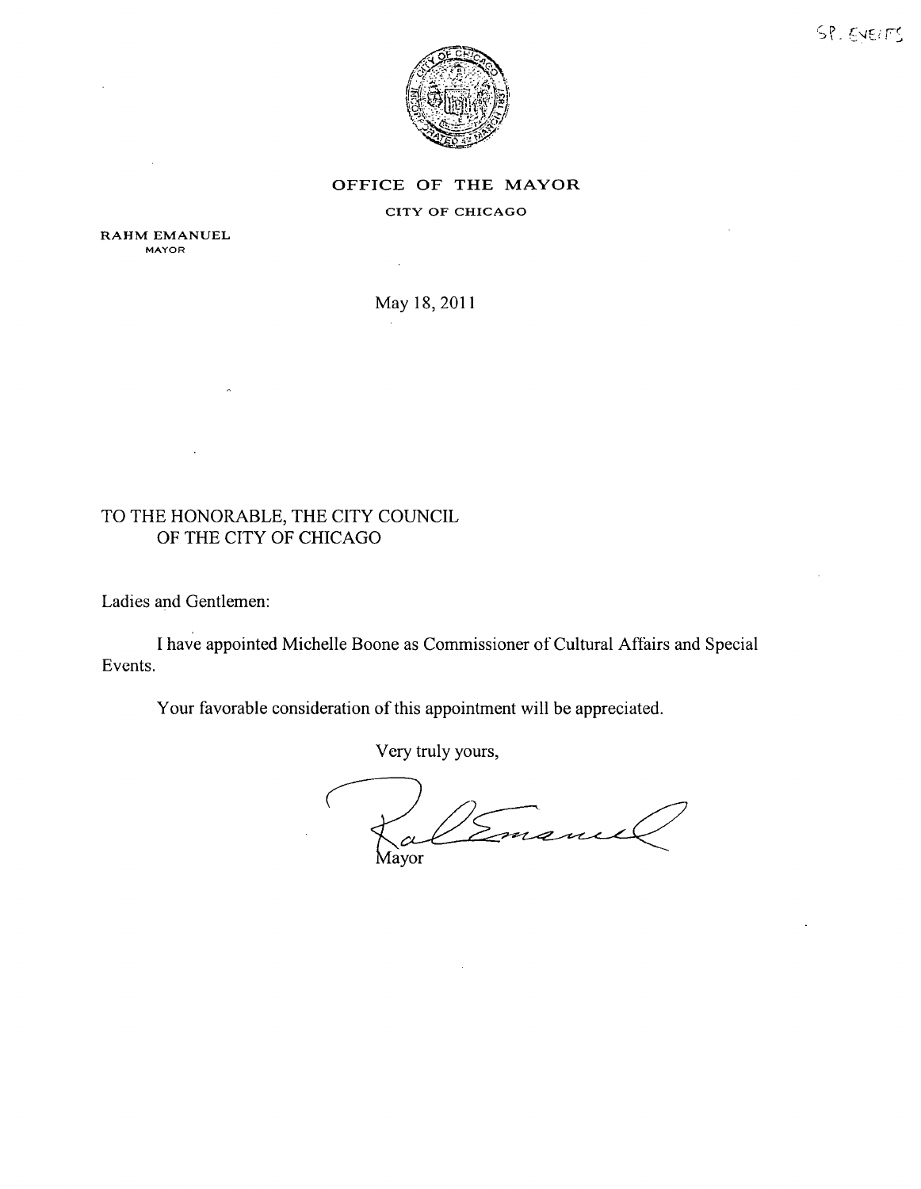SP. EVENTS

**OFFICE OF THE MAYOR**

CITY OF CHICAGO

RAHM EMANUEL
MAYOR

May 18, 2011

TO THE HONORABLE, THE CITY COUNCIL
OF THE CITY OF CHICAGO

Ladies and Gentlemen:

I have appointed Michelle Boone as Commissioner of Cultural Affairs and Special Events.

Your favorable consideration of this appointment will be appreciated.

Very truly yours,

Mayor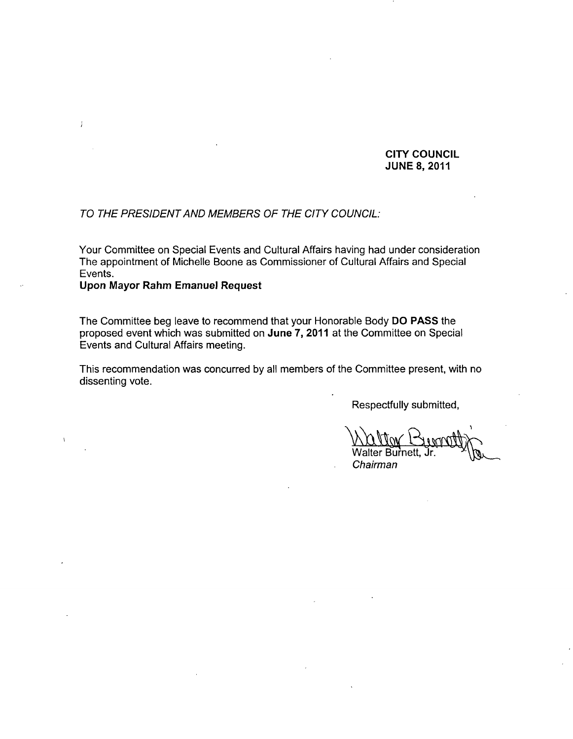**CITY COUNCIL**
**JUNE 8, 2011**

*TO THE PRESIDENT AND MEMBERS OF THE CITY COUNCIL:*

Your Committee on Special Events and Cultural Affairs having had under consideration The appointment of Michelle Boone as Commissioner of Cultural Affairs and Special Events.

**Upon Mayor Rahm Emanuel Request**

The Committee beg leave to recommend that your Honorable Body **DO PASS** the proposed event which was submitted on **June 7, 2011** at the Committee on Special Events and Cultural Affairs meeting.

This recommendation was concurred by all members of the Committee present, with no dissenting vote.

Respectfully submitted,

Walter Burnett, Jr.
*Chairman*